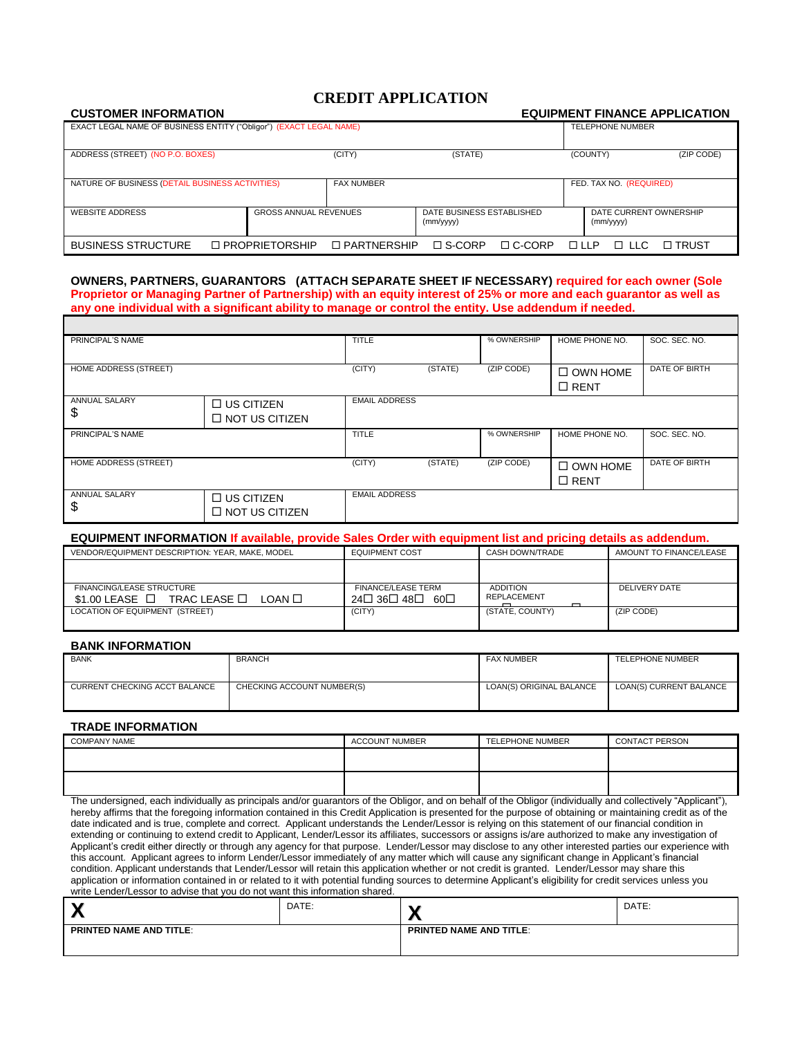# CREDIT APPLICATION

**CUSTOMER INFORMATION** **EQUIPMENT FINANCE APPLICATION**

| EXACT LEGAL NAME OF BUSINESS ENTITY ("Obligor") (EXACT LEGAL NAME) | | | | TELEPHONE NUMBER | |
|---|---|---|---|---|---|
| ADDRESS (STREET) (NO P.O. BOXES) | | (CITY) | (STATE) | (COUNTY) | (ZIP CODE) |
| NATURE OF BUSINESS (DETAIL BUSINESS ACTIVITIES) | | FAX NUMBER | | FED. TAX NO. (REQUIRED) | |
| WEBSITE ADDRESS | GROSS ANNUAL REVENUES | | DATE BUSINESS ESTABLISHED (mm/yyyy) | DATE CURRENT OWNERSHIP (mm/yyyy) | |
| BUSINESS STRUCTURE | ☐ PROPRIETORSHIP | ☐ PARTNERSHIP | ☐ S-CORP ☐ C-CORP | ☐ LLP ☐ LLC | ☐ TRUST |

**OWNERS, PARTNERS, GUARANTORS (ATTACH SEPARATE SHEET IF NECESSARY) required for each owner (Sole Proprietor or Managing Partner of Partnership) with an equity interest of 25% or more and each guarantor as well as any one individual with a significant ability to manage or control the entity. Use addendum if needed.**

| PRINCIPAL'S NAME | | TITLE | | % OWNERSHIP | HOME PHONE NO. | SOC. SEC. NO. |
|---|---|---|---|---|---|---|
| HOME ADDRESS (STREET) | | (CITY) | (STATE) | (ZIP CODE) | ☐ OWN HOME ☐ RENT | DATE OF BIRTH |
| ANNUAL SALARY $ | ☐ US CITIZEN ☐ NOT US CITIZEN | EMAIL ADDRESS | | | | |
| PRINCIPAL'S NAME | | TITLE | | % OWNERSHIP | HOME PHONE NO. | SOC. SEC. NO. |
| HOME ADDRESS (STREET) | | (CITY) | (STATE) | (ZIP CODE) | ☐ OWN HOME ☐ RENT | DATE OF BIRTH |
| ANNUAL SALARY $ | ☐ US CITIZEN ☐ NOT US CITIZEN | EMAIL ADDRESS | | | | |

**EQUIPMENT INFORMATION** **If available, provide Sales Order with equipment list and pricing details as addendum.**

| VENDOR/EQUIPMENT DESCRIPTION: YEAR, MAKE, MODEL | EQUIPMENT COST | CASH DOWN/TRADE | AMOUNT TO FINANCE/LEASE |
|---|---|---|---|
| | | | |
| FINANCING/LEASE STRUCTURE $1.00 LEASE ☐ TRAC LEASE ☐ LOAN ☐ | FINANCE/LEASE TERM 24☐ 36☐ 48☐ 60☐ | ADDITION ☐ REPLACEMENT ☐ | DELIVERY DATE |
| LOCATION OF EQUIPMENT (STREET) | (CITY) | (STATE, COUNTY) | (ZIP CODE) |

**BANK INFORMATION**

| BANK | BRANCH | FAX NUMBER | TELEPHONE NUMBER |
|---|---|---|---|
| CURRENT CHECKING ACCT BALANCE | CHECKING ACCOUNT NUMBER(S) | LOAN(S) ORIGINAL BALANCE | LOAN(S) CURRENT BALANCE |

**TRADE INFORMATION**

| COMPANY NAME | ACCOUNT NUMBER | TELEPHONE NUMBER | CONTACT PERSON |
|---|---|---|---|
| | | | |
| | | | |

The undersigned, each individually as principals and/or guarantors of the Obligor, and on behalf of the Obligor (individually and collectively "Applicant"), hereby affirms that the foregoing information contained in this Credit Application is presented for the purpose of obtaining or maintaining credit as of the date indicated and is true, complete and correct. Applicant understands the Lender/Lessor is relying on this statement of our financial condition in extending or continuing to extend credit to Applicant, Lender/Lessor its affiliates, successors or assigns is/are authorized to make any investigation of Applicant's credit either directly or through any agency for that purpose. Lender/Lessor may disclose to any other interested parties our experience with this account. Applicant agrees to inform Lender/Lessor immediately of any matter which will cause any significant change in Applicant's financial condition. Applicant understands that Lender/Lessor will retain this application whether or not credit is granted. Lender/Lessor may share this application or information contained in or related to it with potential funding sources to determine Applicant's eligibility for credit services unless you write Lender/Lessor to advise that you do not want this information shared.

| X | DATE: | X | DATE: |
|---|---|---|---|
| **PRINTED NAME AND TITLE:** | | **PRINTED NAME AND TITLE:** | |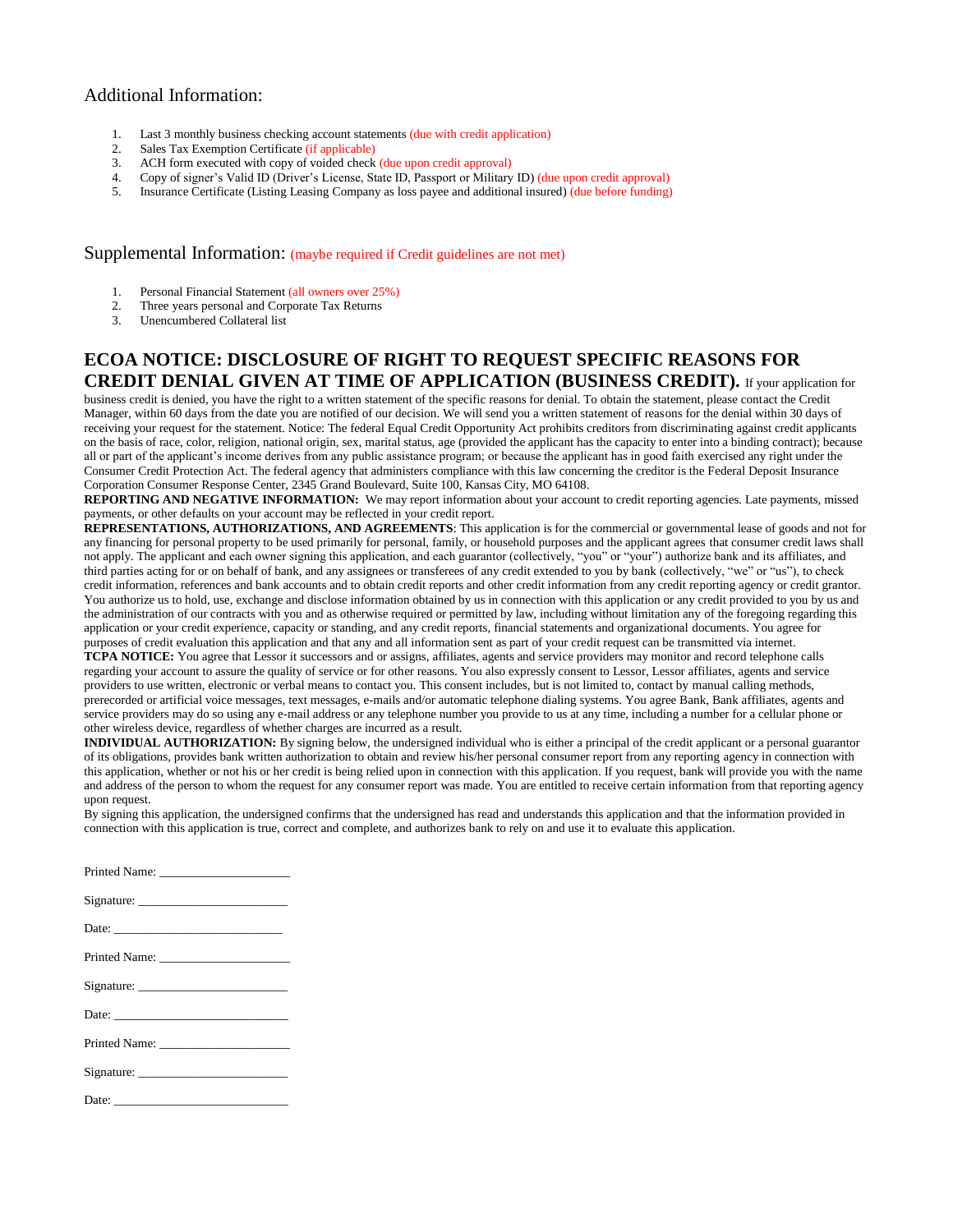## Additional Information:

1. Last 3 monthly business checking account statements (due with credit application)
2. Sales Tax Exemption Certificate (if applicable)
3. ACH form executed with copy of voided check (due upon credit approval)
4. Copy of signer's Valid ID (Driver's License, State ID, Passport or Military ID) (due upon credit approval)
5. Insurance Certificate (Listing Leasing Company as loss payee and additional insured) (due before funding)

## Supplemental Information: (maybe required if Credit guidelines are not met)

1. Personal Financial Statement (all owners over 25%)
2. Three years personal and Corporate Tax Returns
3. Unencumbered Collateral list

**ECOA NOTICE: DISCLOSURE OF RIGHT TO REQUEST SPECIFIC REASONS FOR CREDIT DENIAL GIVEN AT TIME OF APPLICATION (BUSINESS CREDIT).** If your application for business credit is denied, you have the right to a written statement of the specific reasons for denial. To obtain the statement, please contact the Credit Manager, within 60 days from the date you are notified of our decision. We will send you a written statement of reasons for the denial within 30 days of receiving your request for the statement. Notice: The federal Equal Credit Opportunity Act prohibits creditors from discriminating against credit applicants on the basis of race, color, religion, national origin, sex, marital status, age (provided the applicant has the capacity to enter into a binding contract); because all or part of the applicant's income derives from any public assistance program; or because the applicant has in good faith exercised any right under the Consumer Credit Protection Act. The federal agency that administers compliance with this law concerning the creditor is the Federal Deposit Insurance Corporation Consumer Response Center, 2345 Grand Boulevard, Suite 100, Kansas City, MO 64108.

**REPORTING AND NEGATIVE INFORMATION:** We may report information about your account to credit reporting agencies. Late payments, missed payments, or other defaults on your account may be reflected in your credit report.

**REPRESENTATIONS, AUTHORIZATIONS, AND AGREEMENTS**: This application is for the commercial or governmental lease of goods and not for any financing for personal property to be used primarily for personal, family, or household purposes and the applicant agrees that consumer credit laws shall not apply. The applicant and each owner signing this application, and each guarantor (collectively, "you" or "your") authorize bank and its affiliates, and third parties acting for or on behalf of bank, and any assignees or transferees of any credit extended to you by bank (collectively, "we" or "us"), to check credit information, references and bank accounts and to obtain credit reports and other credit information from any credit reporting agency or credit grantor. You authorize us to hold, use, exchange and disclose information obtained by us in connection with this application or any credit provided to you by us and the administration of our contracts with you and as otherwise required or permitted by law, including without limitation any of the foregoing regarding this application or your credit experience, capacity or standing, and any credit reports, financial statements and organizational documents. You agree for purposes of credit evaluation this application and that any and all information sent as part of your credit request can be transmitted via internet.

**TCPA NOTICE:** You agree that Lessor it successors and or assigns, affiliates, agents and service providers may monitor and record telephone calls regarding your account to assure the quality of service or for other reasons. You also expressly consent to Lessor, Lessor affiliates, agents and service providers to use written, electronic or verbal means to contact you. This consent includes, but is not limited to, contact by manual calling methods, prerecorded or artificial voice messages, text messages, e-mails and/or automatic telephone dialing systems. You agree Bank, Bank affiliates, agents and service providers may do so using any e-mail address or any telephone number you provide to us at any time, including a number for a cellular phone or other wireless device, regardless of whether charges are incurred as a result.

**INDIVIDUAL AUTHORIZATION:** By signing below, the undersigned individual who is either a principal of the credit applicant or a personal guarantor of its obligations, provides bank written authorization to obtain and review his/her personal consumer report from any reporting agency in connection with this application, whether or not his or her credit is being relied upon in connection with this application. If you request, bank will provide you with the name and address of the person to whom the request for any consumer report was made. You are entitled to receive certain information from that reporting agency upon request.

By signing this application, the undersigned confirms that the undersigned has read and understands this application and that the information provided in connection with this application is true, correct and complete, and authorizes bank to rely on and use it to evaluate this application.

Printed Name: ____________________

Signature: ______________________

Date: __________________________

Printed Name: ____________________

Signature: ______________________

Date: __________________________

Printed Name: ____________________

Signature: ______________________

Date: __________________________